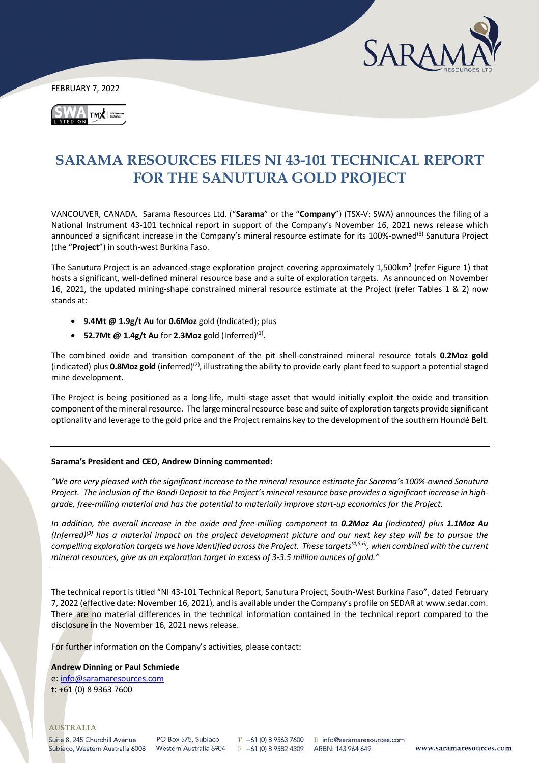FEBRUARY 7, 2022

# SARAMA RESOURCES FILES NI 43-101 TECHNICAL REPORT FOR THE SANUTURA GOLD PROJECT

VANCOUVER, CANADA. Sarama Resources Ltd. ("**Sarama**" or the "**Company**") (TSX-V: SWA) announces the filing of a National Instrument 43-101 technical report in support of the Company's November 16, 2021 news release which announced a significant increase in the Company's mineral resource estimate for its 100%-owned[8] Sanutura Project (the "**Project**") in south-west Burkina Faso.

The Sanutura Project is an advanced-stage exploration project covering approximately 1,500km² (refer Figure 1) that hosts a significant, well-defined mineral resource base and a suite of exploration targets. As announced on November 16, 2021, the updated mining-shape constrained mineral resource estimate at the Project (refer Tables 1 & 2) now stands at:

- **9.4Mt @ 1.9g/t Au** for **0.6Moz** gold (Indicated); plus
- **52.7Mt @ 1.4g/t Au** for **2.3Moz** gold (Inferred)[1].

The combined oxide and transition component of the pit shell-constrained mineral resource totals **0.2Moz gold** (indicated) plus **0.8Moz gold** (inferred)[2], illustrating the ability to provide early plant feed to support a potential staged mine development.

The Project is being positioned as a long-life, multi-stage asset that would initially exploit the oxide and transition component of the mineral resource. The large mineral resource base and suite of exploration targets provide significant optionality and leverage to the gold price and the Project remains key to the development of the southern Houndé Belt.

---

**Sarama's President and CEO, Andrew Dinning commented:**

*"We are very pleased with the significant increase to the mineral resource estimate for Sarama's 100%-owned Sanutura Project. The inclusion of the Bondi Deposit to the Project's mineral resource base provides a significant increase in high-grade, free-milling material and has the potential to materially improve start-up economics for the Project.*

*In addition, the overall increase in the oxide and free-milling component to **0.2Moz Au** (Indicated) plus **1.1Moz Au** (Inferred)[3] has a material impact on the project development picture and our next key step will be to pursue the compelling exploration targets we have identified across the Project. These targets[4,5,6], when combined with the current mineral resources, give us an exploration target in excess of 3-3.5 million ounces of gold."*

---

The technical report is titled "NI 43-101 Technical Report, Sanutura Project, South-West Burkina Faso", dated February 7, 2022 (effective date: November 16, 2021), and is available under the Company's profile on SEDAR at www.sedar.com. There are no material differences in the technical information contained in the technical report compared to the disclosure in the November 16, 2021 news release.

For further information on the Company's activities, please contact:

**Andrew Dinning or Paul Schmiede**
e: info@saramaresources.com
t: +61 (0) 8 9363 7600

AUSTRALIA
Suite 8, 245 Churchill Avenue, Subiaco, Western Australia 6008
PO Box 575, Subiaco, Western Australia 6904
T +61 (0) 8 9363 7600
F +61 (0) 8 9382 4309
E info@saramaresources.com
ARBN: 143 964 649
www.saramaresources.com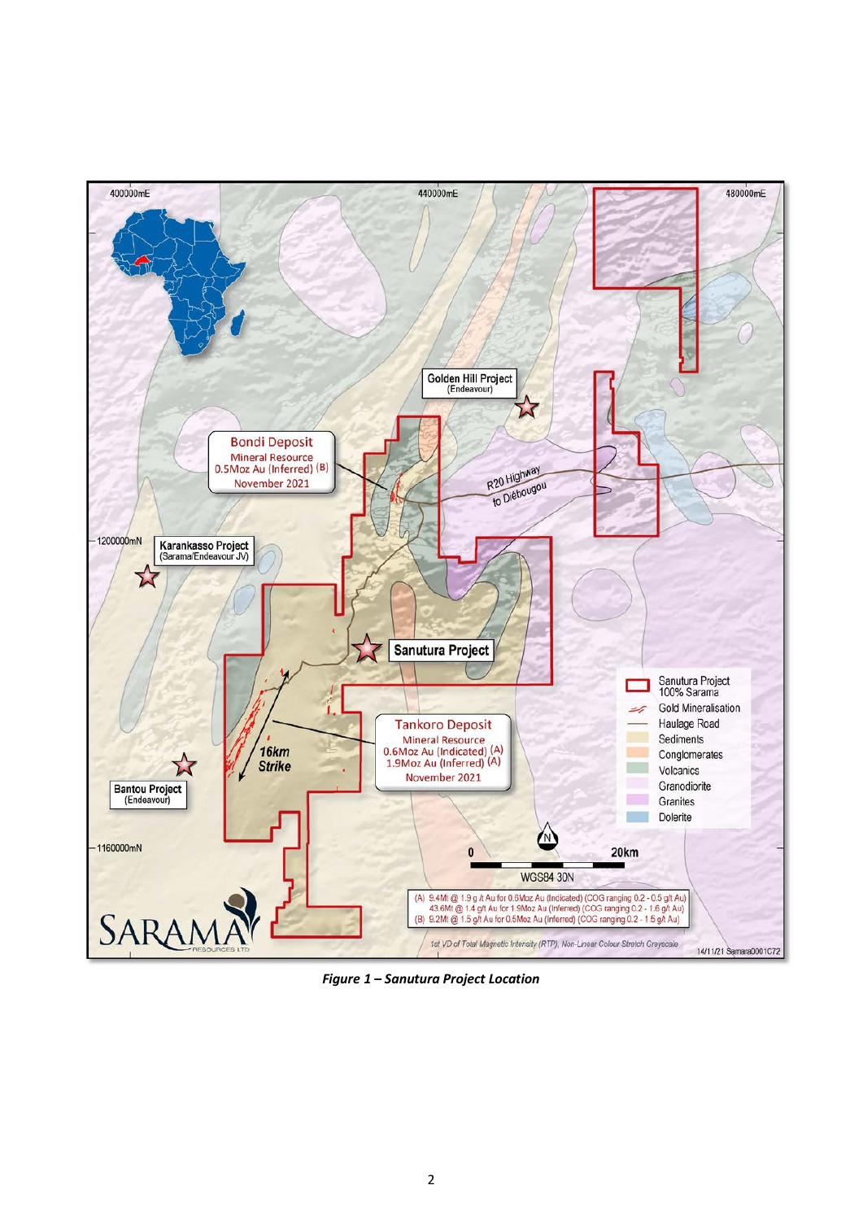***Figure 1 – Sanutura Project Location***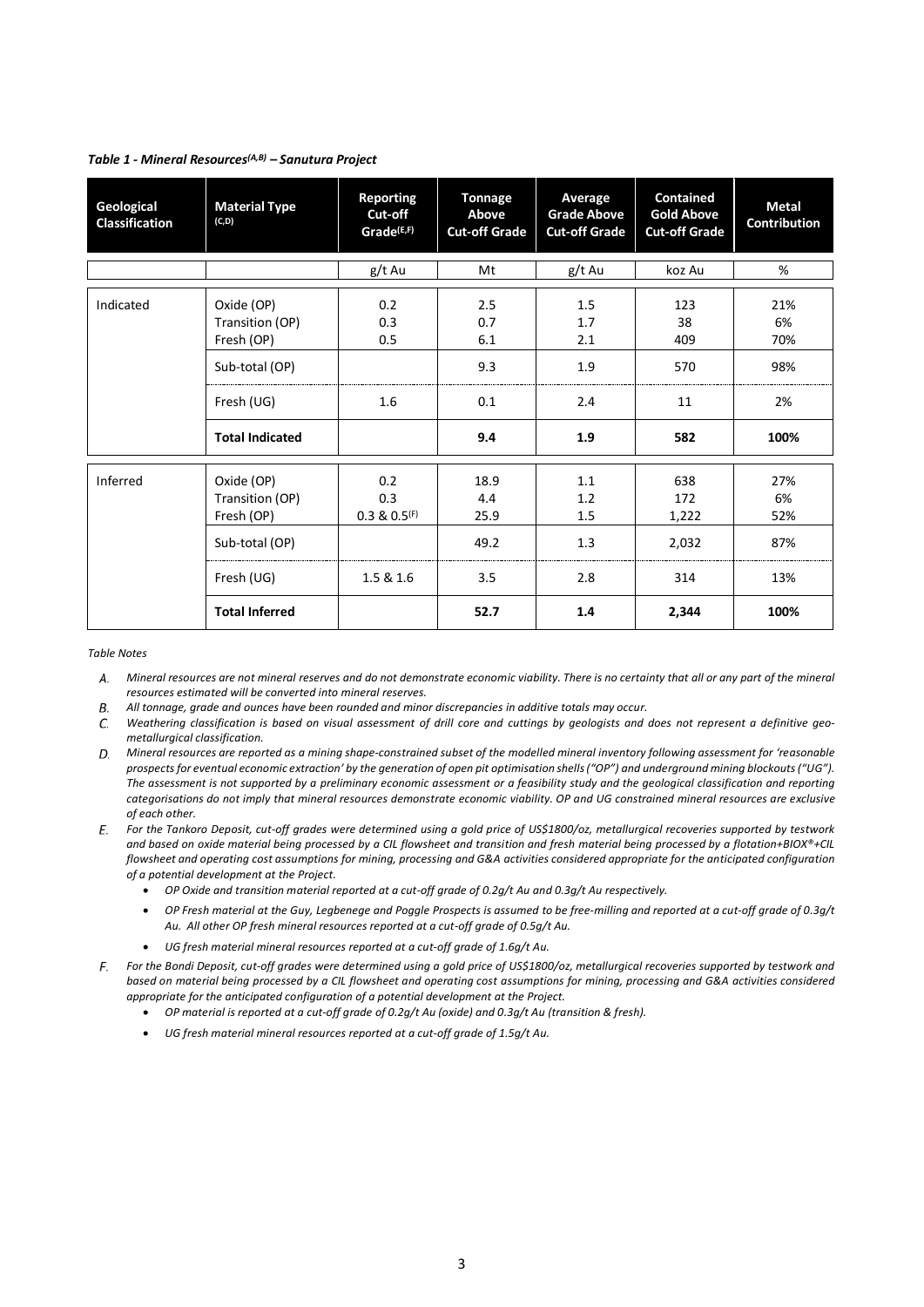***Table 1 - Mineral Resources[(A,B)] – Sanutura Project***

| Geological Classification | Material Type (C,D) | Reporting Cut-off Grade(E,F) | Tonnage Above Cut-off Grade | Average Grade Above Cut-off Grade | Contained Gold Above Cut-off Grade | Metal Contribution |
|---|---|---|---|---|---|---|
| | | g/t Au | Mt | g/t Au | koz Au | % |
| Indicated | Oxide (OP) | 0.2 | 2.5 | 1.5 | 123 | 21% |
| | Transition (OP) | 0.3 | 0.7 | 1.7 | 38 | 6% |
| | Fresh (OP) | 0.5 | 6.1 | 2.1 | 409 | 70% |
| | Sub-total (OP) | | 9.3 | 1.9 | 570 | 98% |
| | Fresh (UG) | 1.6 | 0.1 | 2.4 | 11 | 2% |
| | **Total Indicated** | | **9.4** | **1.9** | **582** | **100%** |
| Inferred | Oxide (OP) | 0.2 | 18.9 | 1.1 | 638 | 27% |
| | Transition (OP) | 0.3 | 4.4 | 1.2 | 172 | 6% |
| | Fresh (OP) | 0.3 & 0.5(F) | 25.9 | 1.5 | 1,222 | 52% |
| | Sub-total (OP) | | 49.2 | 1.3 | 2,032 | 87% |
| | Fresh (UG) | 1.5 & 1.6 | 3.5 | 2.8 | 314 | 13% |
| | **Total Inferred** | | **52.7** | **1.4** | **2,344** | **100%** |

*Table Notes*

A. *Mineral resources are not mineral reserves and do not demonstrate economic viability. There is no certainty that all or any part of the mineral resources estimated will be converted into mineral reserves.*

B. *All tonnage, grade and ounces have been rounded and minor discrepancies in additive totals may occur.*

C. *Weathering classification is based on visual assessment of drill core and cuttings by geologists and does not represent a definitive geo-metallurgical classification.*

D. *Mineral resources are reported as a mining shape-constrained subset of the modelled mineral inventory following assessment for 'reasonable prospects for eventual economic extraction' by the generation of open pit optimisation shells ("OP") and underground mining blockouts ("UG"). The assessment is not supported by a preliminary economic assessment or a feasibility study and the geological classification and reporting categorisations do not imply that mineral resources demonstrate economic viability. OP and UG constrained mineral resources are exclusive of each other.*

E. *For the Tankoro Deposit, cut-off grades were determined using a gold price of US$1800/oz, metallurgical recoveries supported by testwork and based on oxide material being processed by a CIL flowsheet and transition and fresh material being processed by a flotation+BIOX®+CIL flowsheet and operating cost assumptions for mining, processing and G&A activities considered appropriate for the anticipated configuration of a potential development at the Project.*
   - *OP Oxide and transition material reported at a cut-off grade of 0.2g/t Au and 0.3g/t Au respectively.*
   - *OP Fresh material at the Guy, Legbenege and Poggle Prospects is assumed to be free-milling and reported at a cut-off grade of 0.3g/t Au. All other OP fresh mineral resources reported at a cut-off grade of 0.5g/t Au.*
   - *UG fresh material mineral resources reported at a cut-off grade of 1.6g/t Au.*

F. *For the Bondi Deposit, cut-off grades were determined using a gold price of US$1800/oz, metallurgical recoveries supported by testwork and based on material being processed by a CIL flowsheet and operating cost assumptions for mining, processing and G&A activities considered appropriate for the anticipated configuration of a potential development at the Project.*
   - *OP material is reported at a cut-off grade of 0.2g/t Au (oxide) and 0.3g/t Au (transition & fresh).*
   - *UG fresh material mineral resources reported at a cut-off grade of 1.5g/t Au.*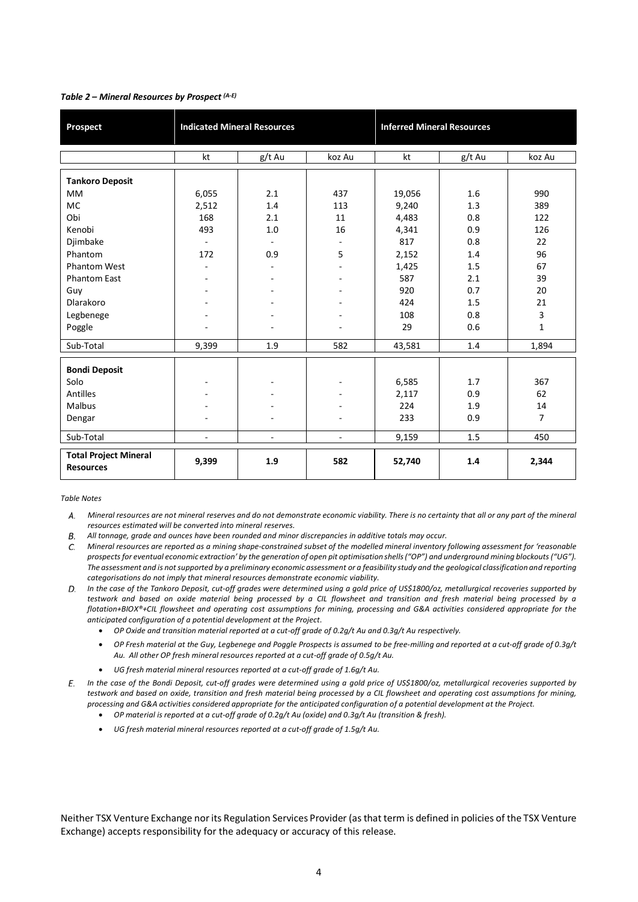*Table 2 – Mineral Resources by Prospect (A-E)*

| Prospect | Indicated Mineral Resources | | | Inferred Mineral Resources | | |
|---|---|---|---|---|---|---|
| | kt | g/t Au | koz Au | kt | g/t Au | koz Au |
| **Tankoro Deposit** | | | | | | |
| MM | 6,055 | 2.1 | 437 | 19,056 | 1.6 | 990 |
| MC | 2,512 | 1.4 | 113 | 9,240 | 1.3 | 389 |
| Obi | 168 | 2.1 | 11 | 4,483 | 0.8 | 122 |
| Kenobi | 493 | 1.0 | 16 | 4,341 | 0.9 | 126 |
| Djimbake | - | - | - | 817 | 0.8 | 22 |
| Phantom | 172 | 0.9 | 5 | 2,152 | 1.4 | 96 |
| Phantom West | - | - | - | 1,425 | 1.5 | 67 |
| Phantom East | - | - | - | 587 | 2.1 | 39 |
| Guy | - | - | - | 920 | 0.7 | 20 |
| Dlarakoro | - | - | - | 424 | 1.5 | 21 |
| Legbenege | - | - | - | 108 | 0.8 | 3 |
| Poggle | - | - | - | 29 | 0.6 | 1 |
| Sub-Total | 9,399 | 1.9 | 582 | 43,581 | 1.4 | 1,894 |
| **Bondi Deposit** | | | | | | |
| Solo | - | - | - | 6,585 | 1.7 | 367 |
| Antilles | - | - | - | 2,117 | 0.9 | 62 |
| Malbus | - | - | - | 224 | 1.9 | 14 |
| Dengar | - | - | - | 233 | 0.9 | 7 |
| Sub-Total | - | - | - | 9,159 | 1.5 | 450 |
| **Total Project Mineral Resources** | **9,399** | **1.9** | **582** | **52,740** | **1.4** | **2,344** |

*Table Notes*

A. *Mineral resources are not mineral reserves and do not demonstrate economic viability. There is no certainty that all or any part of the mineral resources estimated will be converted into mineral reserves.*

B. *All tonnage, grade and ounces have been rounded and minor discrepancies in additive totals may occur.*

C. *Mineral resources are reported as a mining shape-constrained subset of the modelled mineral inventory following assessment for 'reasonable prospects for eventual economic extraction' by the generation of open pit optimisation shells ("OP") and underground mining blockouts ("UG"). The assessment and is not supported by a preliminary economic assessment or a feasibility study and the geological classification and reporting categorisations do not imply that mineral resources demonstrate economic viability.*

D. *In the case of the Tankoro Deposit, cut-off grades were determined using a gold price of US$1800/oz, metallurgical recoveries supported by testwork and based on oxide material being processed by a CIL flowsheet and transition and fresh material being processed by a flotation+BIOX®+CIL flowsheet and operating cost assumptions for mining, processing and G&A activities considered appropriate for the anticipated configuration of a potential development at the Project.*
   - *OP Oxide and transition material reported at a cut-off grade of 0.2g/t Au and 0.3g/t Au respectively.*
   - *OP Fresh material at the Guy, Legbenege and Poggle Prospects is assumed to be free-milling and reported at a cut-off grade of 0.3g/t Au. All other OP fresh mineral resources reported at a cut-off grade of 0.5g/t Au.*
   - *UG fresh material mineral resources reported at a cut-off grade of 1.6g/t Au.*

E. *In the case of the Bondi Deposit, cut-off grades were determined using a gold price of US$1800/oz, metallurgical recoveries supported by testwork and based on oxide, transition and fresh material being processed by a CIL flowsheet and operating cost assumptions for mining, processing and G&A activities considered appropriate for the anticipated configuration of a potential development at the Project.*
   - *OP material is reported at a cut-off grade of 0.2g/t Au (oxide) and 0.3g/t Au (transition & fresh).*
   - *UG fresh material mineral resources reported at a cut-off grade of 1.5g/t Au.*

Neither TSX Venture Exchange nor its Regulation Services Provider (as that term is defined in policies of the TSX Venture Exchange) accepts responsibility for the adequacy or accuracy of this release.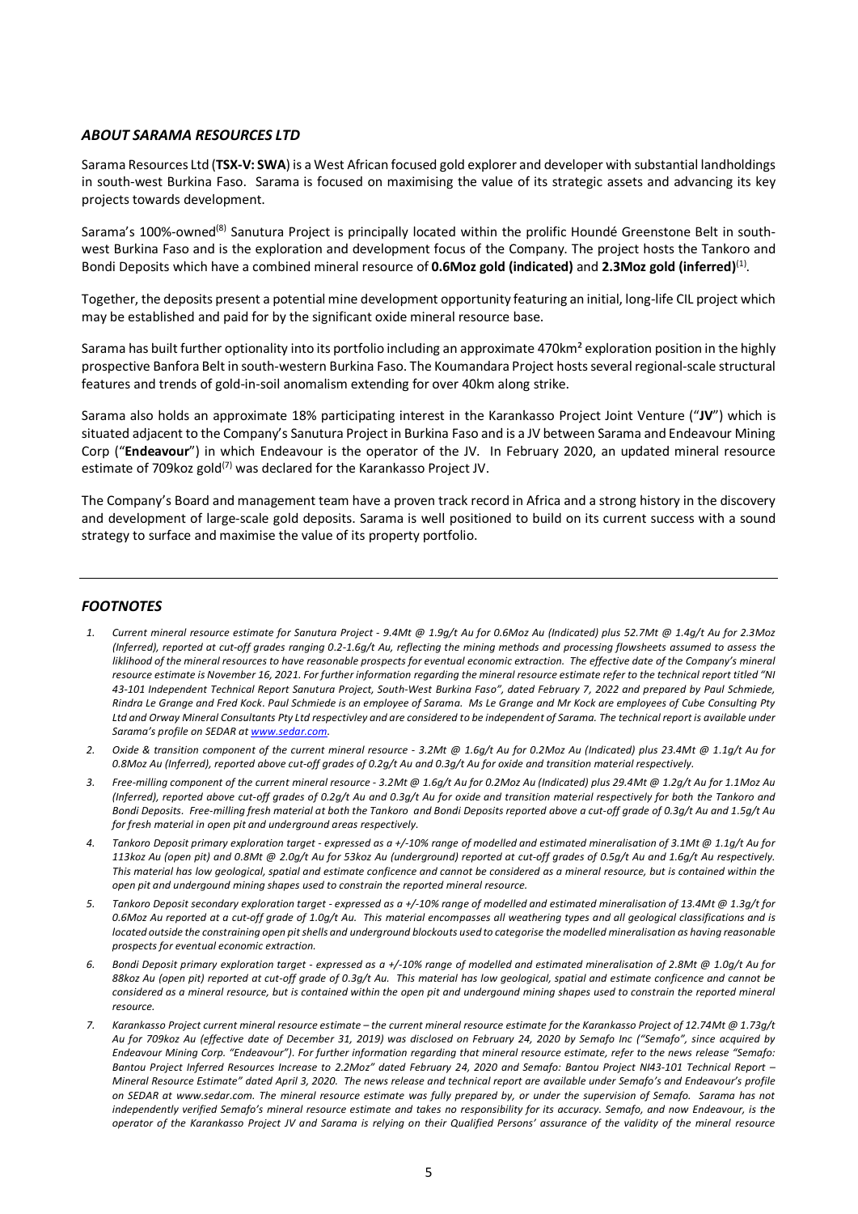## *ABOUT SARAMA RESOURCES LTD*

Sarama Resources Ltd (**TSX-V: SWA**) is a West African focused gold explorer and developer with substantial landholdings in south-west Burkina Faso. Sarama is focused on maximising the value of its strategic assets and advancing its key projects towards development.

Sarama's 100%-owned[8] Sanutura Project is principally located within the prolific Houndé Greenstone Belt in south-west Burkina Faso and is the exploration and development focus of the Company. The project hosts the Tankoro and Bondi Deposits which have a combined mineral resource of **0.6Moz gold (indicated)** and **2.3Moz gold (inferred)**[1].

Together, the deposits present a potential mine development opportunity featuring an initial, long-life CIL project which may be established and paid for by the significant oxide mineral resource base.

Sarama has built further optionality into its portfolio including an approximate 470km² exploration position in the highly prospective Banfora Belt in south-western Burkina Faso. The Koumandara Project hosts several regional-scale structural features and trends of gold-in-soil anomalism extending for over 40km along strike.

Sarama also holds an approximate 18% participating interest in the Karankasso Project Joint Venture ("**JV**") which is situated adjacent to the Company's Sanutura Project in Burkina Faso and is a JV between Sarama and Endeavour Mining Corp ("**Endeavour**") in which Endeavour is the operator of the JV. In February 2020, an updated mineral resource estimate of 709koz gold[7] was declared for the Karankasso Project JV.

The Company's Board and management team have a proven track record in Africa and a strong history in the discovery and development of large-scale gold deposits. Sarama is well positioned to build on its current success with a sound strategy to surface and maximise the value of its property portfolio.

---

## *FOOTNOTES*

1. *Current mineral resource estimate for Sanutura Project - 9.4Mt @ 1.9g/t Au for 0.6Moz Au (Indicated) plus 52.7Mt @ 1.4g/t Au for 2.3Moz (Inferred), reported at cut-off grades ranging 0.2-1.6g/t Au, reflecting the mining methods and processing flowsheets assumed to assess the liklihood of the mineral resources to have reasonable prospects for eventual economic extraction. The effective date of the Company's mineral resource estimate is November 16, 2021. For further information regarding the mineral resource estimate refer to the technical report titled "NI 43-101 Independent Technical Report Sanutura Project, South-West Burkina Faso", dated February 7, 2022 and prepared by Paul Schmiede, Rindra Le Grange and Fred Kock. Paul Schmiede is an employee of Sarama. Ms Le Grange and Mr Kock are employees of Cube Consulting Pty Ltd and Orway Mineral Consultants Pty Ltd respectivley and are considered to be independent of Sarama. The technical report is available under Sarama's profile on SEDAR at www.sedar.com.*
2. *Oxide & transition component of the current mineral resource - 3.2Mt @ 1.6g/t Au for 0.2Moz Au (Indicated) plus 23.4Mt @ 1.1g/t Au for 0.8Moz Au (Inferred), reported above cut-off grades of 0.2g/t Au and 0.3g/t Au for oxide and transition material respectively.*
3. *Free-milling component of the current mineral resource - 3.2Mt @ 1.6g/t Au for 0.2Moz Au (Indicated) plus 29.4Mt @ 1.2g/t Au for 1.1Moz Au (Inferred), reported above cut-off grades of 0.2g/t Au and 0.3g/t Au for oxide and transition material respectively for both the Tankoro and Bondi Deposits. Free-milling fresh material at both the Tankoro and Bondi Deposits reported above a cut-off grade of 0.3g/t Au and 1.5g/t Au for fresh material in open pit and underground areas respectively.*
4. *Tankoro Deposit primary exploration target - expressed as a +/-10% range of modelled and estimated mineralisation of 3.1Mt @ 1.1g/t Au for 113koz Au (open pit) and 0.8Mt @ 2.0g/t Au for 53koz Au (underground) reported at cut-off grades of 0.5g/t Au and 1.6g/t Au respectively. This material has low geological, spatial and estimate conficence and cannot be considered as a mineral resource, but is contained within the open pit and undergound mining shapes used to constrain the reported mineral resource.*
5. *Tankoro Deposit secondary exploration target - expressed as a +/-10% range of modelled and estimated mineralisation of 13.4Mt @ 1.3g/t for 0.6Moz Au reported at a cut-off grade of 1.0g/t Au. This material encompasses all weathering types and all geological classifications and is located outside the constraining open pit shells and underground blockouts used to categorise the modelled mineralisation as having reasonable prospects for eventual economic extraction.*
6. *Bondi Deposit primary exploration target - expressed as a +/-10% range of modelled and estimated mineralisation of 2.8Mt @ 1.0g/t Au for 88koz Au (open pit) reported at cut-off grade of 0.3g/t Au. This material has low geological, spatial and estimate conficence and cannot be considered as a mineral resource, but is contained within the open pit and undergound mining shapes used to constrain the reported mineral resource.*
7. *Karankasso Project current mineral resource estimate – the current mineral resource estimate for the Karankasso Project of 12.74Mt @ 1.73g/t Au for 709koz Au (effective date of December 31, 2019) was disclosed on February 24, 2020 by Semafo Inc ("Semafo", since acquired by Endeavour Mining Corp. "Endeavour"). For further information regarding that mineral resource estimate, refer to the news release "Semafo: Bantou Project Inferred Resources Increase to 2.2Moz" dated February 24, 2020 and Semafo: Bantou Project NI43-101 Technical Report – Mineral Resource Estimate" dated April 3, 2020. The news release and technical report are available under Semafo's and Endeavour's profile on SEDAR at www.sedar.com. The mineral resource estimate was fully prepared by, or under the supervision of Semafo. Sarama has not independently verified Semafo's mineral resource estimate and takes no responsibility for its accuracy. Semafo, and now Endeavour, is the operator of the Karankasso Project JV and Sarama is relying on their Qualified Persons' assurance of the validity of the mineral resource*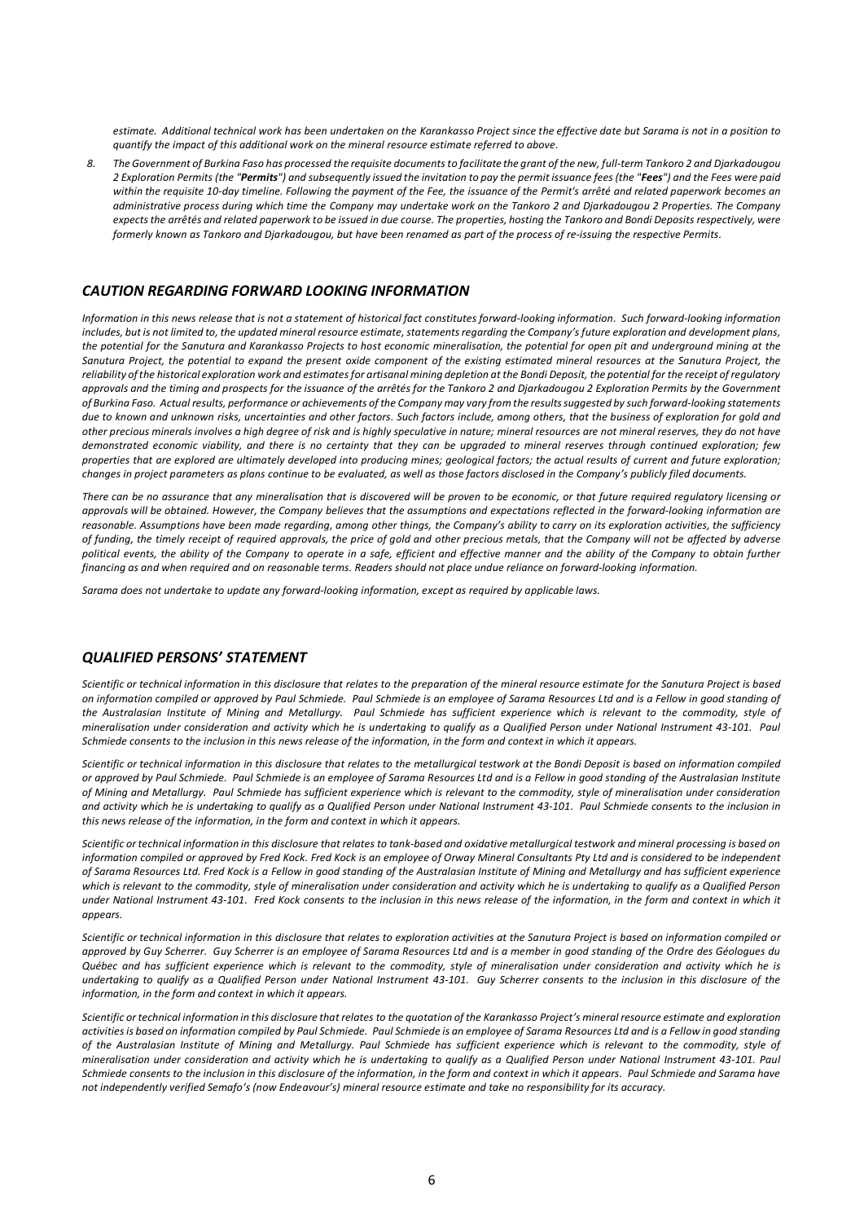*estimate. Additional technical work has been undertaken on the Karankasso Project since the effective date but Sarama is not in a position to quantify the impact of this additional work on the mineral resource estimate referred to above.*

8. *The Government of Burkina Faso has processed the requisite documents to facilitate the grant of the new, full-term Tankoro 2 and Djarkadougou 2 Exploration Permits (the "**Permits**") and subsequently issued the invitation to pay the permit issuance fees (the "**Fees**") and the Fees were paid within the requisite 10-day timeline. Following the payment of the Fee, the issuance of the Permit's arrêté and related paperwork becomes an administrative process during which time the Company may undertake work on the Tankoro 2 and Djarkadougou 2 Properties. The Company expects the arrêtés and related paperwork to be issued in due course. The properties, hosting the Tankoro and Bondi Deposits respectively, were formerly known as Tankoro and Djarkadougou, but have been renamed as part of the process of re-issuing the respective Permits.*

## *CAUTION REGARDING FORWARD LOOKING INFORMATION*

*Information in this news release that is not a statement of historical fact constitutes forward-looking information. Such forward-looking information includes, but is not limited to, the updated mineral resource estimate, statements regarding the Company's future exploration and development plans, the potential for the Sanutura and Karankasso Projects to host economic mineralisation, the potential for open pit and underground mining at the Sanutura Project, the potential to expand the present oxide component of the existing estimated mineral resources at the Sanutura Project, the reliability of the historical exploration work and estimates for artisanal mining depletion at the Bondi Deposit, the potential for the receipt of regulatory approvals and the timing and prospects for the issuance of the arrêtés for the Tankoro 2 and Djarkadougou 2 Exploration Permits by the Government of Burkina Faso. Actual results, performance or achievements of the Company may vary from the results suggested by such forward-looking statements due to known and unknown risks, uncertainties and other factors. Such factors include, among others, that the business of exploration for gold and other precious minerals involves a high degree of risk and is highly speculative in nature; mineral resources are not mineral reserves, they do not have demonstrated economic viability, and there is no certainty that they can be upgraded to mineral reserves through continued exploration; few properties that are explored are ultimately developed into producing mines; geological factors; the actual results of current and future exploration; changes in project parameters as plans continue to be evaluated, as well as those factors disclosed in the Company's publicly filed documents.*

*There can be no assurance that any mineralisation that is discovered will be proven to be economic, or that future required regulatory licensing or approvals will be obtained. However, the Company believes that the assumptions and expectations reflected in the forward-looking information are reasonable. Assumptions have been made regarding, among other things, the Company's ability to carry on its exploration activities, the sufficiency of funding, the timely receipt of required approvals, the price of gold and other precious metals, that the Company will not be affected by adverse political events, the ability of the Company to operate in a safe, efficient and effective manner and the ability of the Company to obtain further financing as and when required and on reasonable terms. Readers should not place undue reliance on forward-looking information.*

*Sarama does not undertake to update any forward-looking information, except as required by applicable laws.*

## *QUALIFIED PERSONS' STATEMENT*

*Scientific or technical information in this disclosure that relates to the preparation of the mineral resource estimate for the Sanutura Project is based on information compiled or approved by Paul Schmiede. Paul Schmiede is an employee of Sarama Resources Ltd and is a Fellow in good standing of the Australasian Institute of Mining and Metallurgy. Paul Schmiede has sufficient experience which is relevant to the commodity, style of mineralisation under consideration and activity which he is undertaking to qualify as a Qualified Person under National Instrument 43-101. Paul Schmiede consents to the inclusion in this news release of the information, in the form and context in which it appears.*

*Scientific or technical information in this disclosure that relates to the metallurgical testwork at the Bondi Deposit is based on information compiled or approved by Paul Schmiede. Paul Schmiede is an employee of Sarama Resources Ltd and is a Fellow in good standing of the Australasian Institute of Mining and Metallurgy. Paul Schmiede has sufficient experience which is relevant to the commodity, style of mineralisation under consideration and activity which he is undertaking to qualify as a Qualified Person under National Instrument 43-101. Paul Schmiede consents to the inclusion in this news release of the information, in the form and context in which it appears.*

*Scientific or technical information in this disclosure that relates to tank-based and oxidative metallurgical testwork and mineral processing is based on information compiled or approved by Fred Kock. Fred Kock is an employee of Orway Mineral Consultants Pty Ltd and is considered to be independent of Sarama Resources Ltd. Fred Kock is a Fellow in good standing of the Australasian Institute of Mining and Metallurgy and has sufficient experience which is relevant to the commodity, style of mineralisation under consideration and activity which he is undertaking to qualify as a Qualified Person under National Instrument 43-101. Fred Kock consents to the inclusion in this news release of the information, in the form and context in which it appears.*

*Scientific or technical information in this disclosure that relates to exploration activities at the Sanutura Project is based on information compiled or approved by Guy Scherrer. Guy Scherrer is an employee of Sarama Resources Ltd and is a member in good standing of the Ordre des Géologues du Québec and has sufficient experience which is relevant to the commodity, style of mineralisation under consideration and activity which he is undertaking to qualify as a Qualified Person under National Instrument 43-101. Guy Scherrer consents to the inclusion in this disclosure of the information, in the form and context in which it appears.*

*Scientific or technical information in this disclosure that relates to the quotation of the Karankasso Project's mineral resource estimate and exploration activities is based on information compiled by Paul Schmiede. Paul Schmiede is an employee of Sarama Resources Ltd and is a Fellow in good standing of the Australasian Institute of Mining and Metallurgy. Paul Schmiede has sufficient experience which is relevant to the commodity, style of mineralisation under consideration and activity which he is undertaking to qualify as a Qualified Person under National Instrument 43-101. Paul Schmiede consents to the inclusion in this disclosure of the information, in the form and context in which it appears. Paul Schmiede and Sarama have not independently verified Semafo's (now Endeavour's) mineral resource estimate and take no responsibility for its accuracy.*